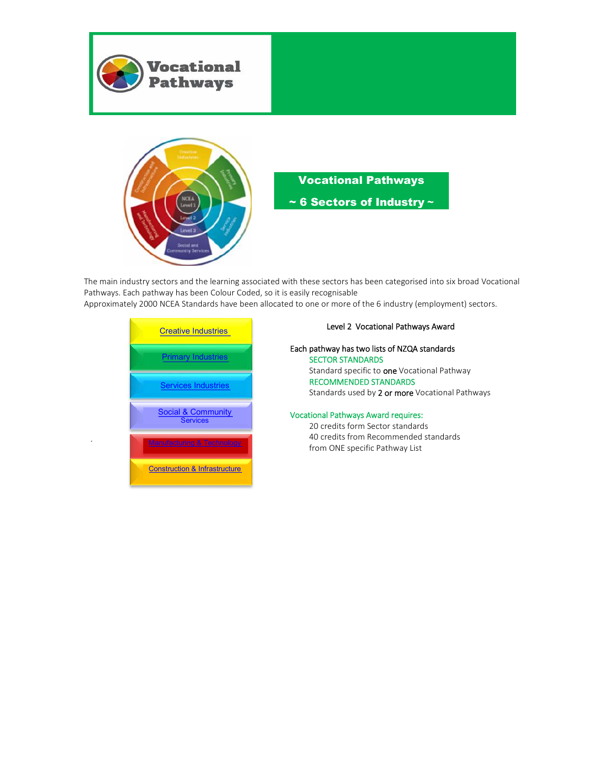# Vocational Pathways

## Vocational Pathways
## ~ 6 Sectors of Industry ~

The main industry sectors and the learning associated with these sectors has been categorised into six broad Vocational Pathways. Each pathway has been Colour Coded, so it is easily recognisable
Approximately 2000 NCEA Standards have been allocated to one or more of the 6 industry (employment) sectors.

- Creative Industries
- Primary Industries
- Services Industries
- Social & Community Services
- Manufacturing & Technology
- Construction & Infrastructure

### Level 2 Vocational Pathways Award

Each pathway has two lists of NZQA standards

SECTOR STANDARDS
Standard specific to **one** Vocational Pathway

RECOMMENDED STANDARDS
Standards used by **2 or more** Vocational Pathways

Vocational Pathways Award requires:
20 credits form Sector standards
40 credits from Recommended standards
from ONE specific Pathway List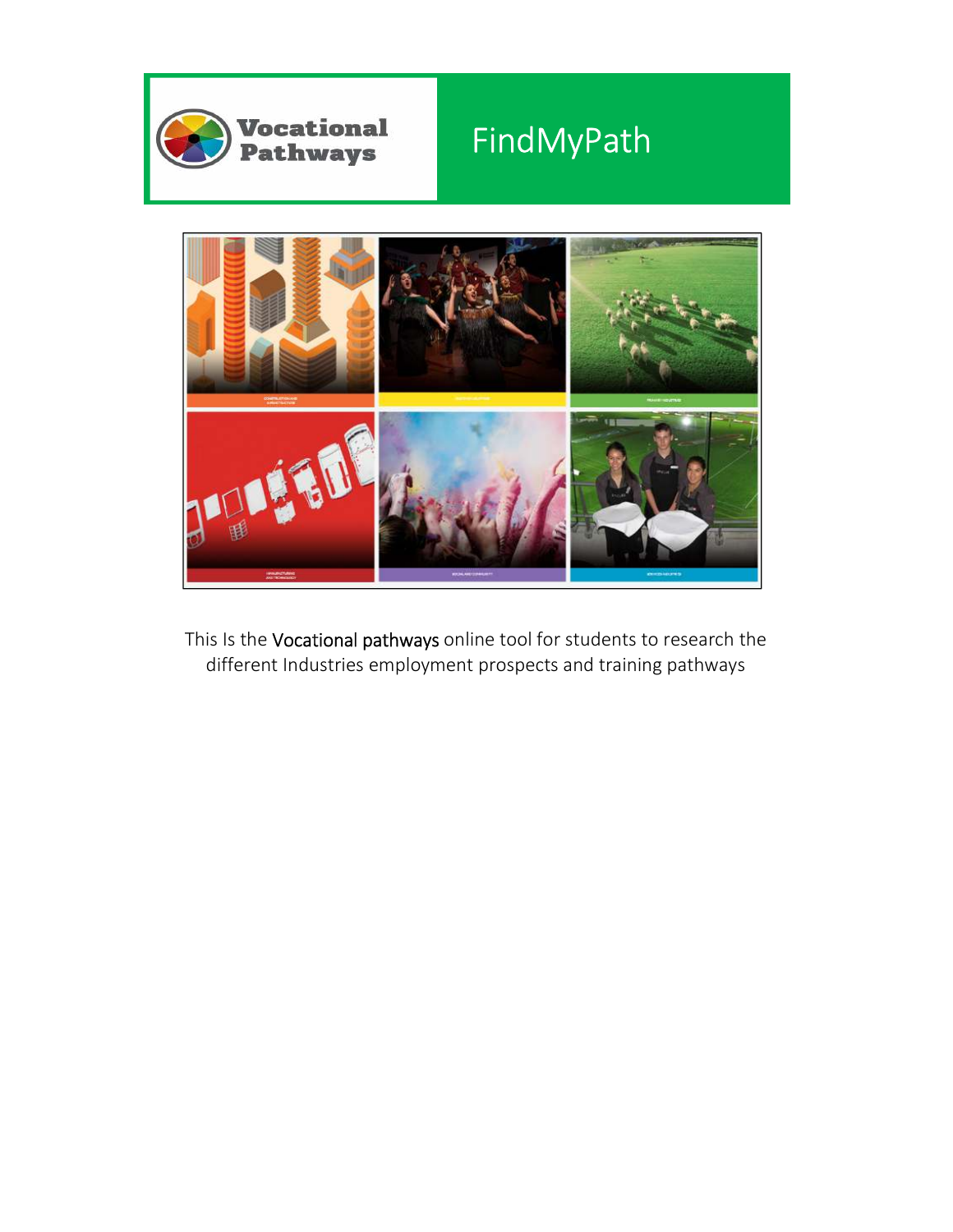Vocational Pathways

# FindMyPath

This Is the Vocational pathways online tool for students to research the different Industries employment prospects and training pathways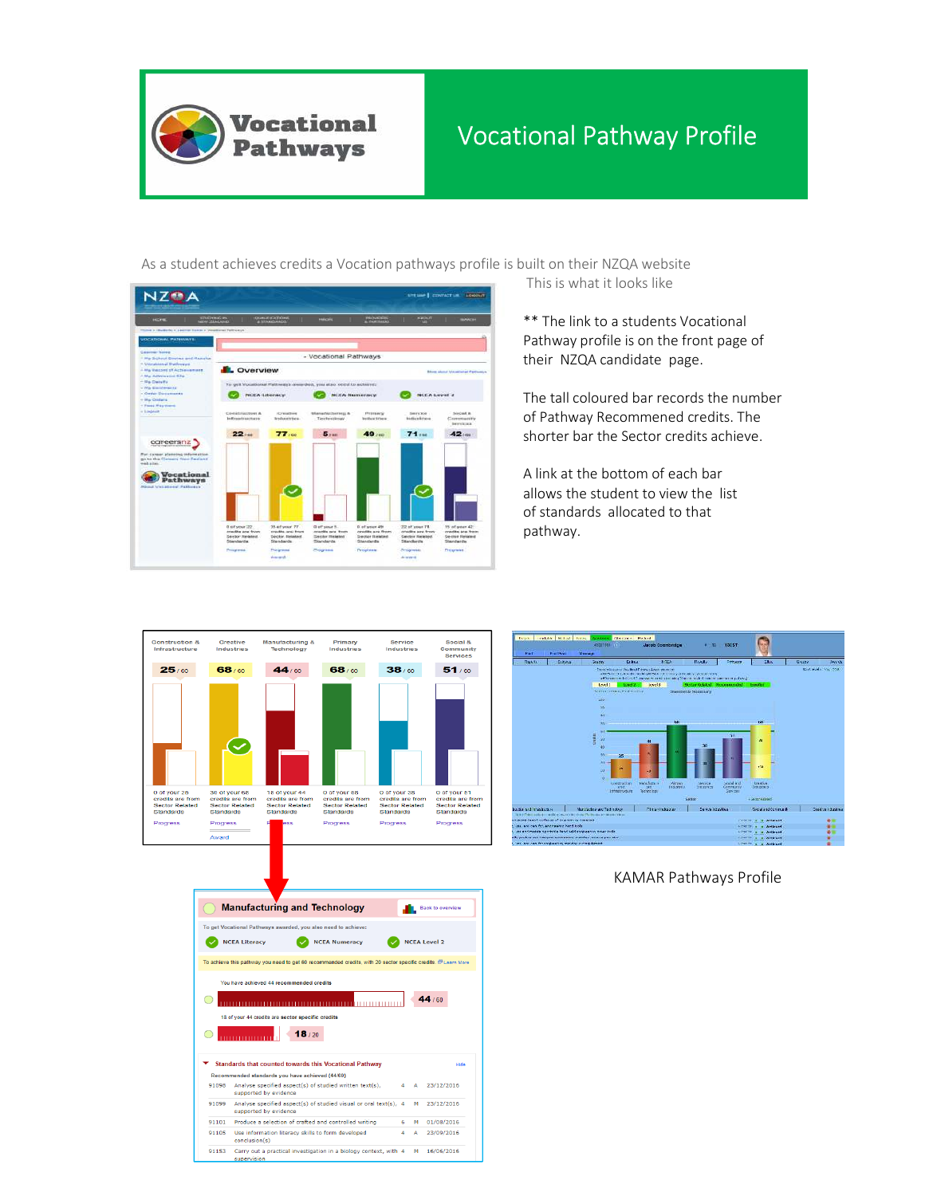# Vocational Pathway Profile

As a student achieves credits a Vocation pathways profile is built on their NZQA website

This is what it looks like

** The link to a students Vocational Pathway profile is on the front page of their NZQA candidate page.

The tall coloured bar records the number of Pathway Recommened credits. The shorter bar the Sector credits achieve.

A link at the bottom of each bar allows the student to view the list of standards allocated to that pathway.

KAMAR Pathways Profile